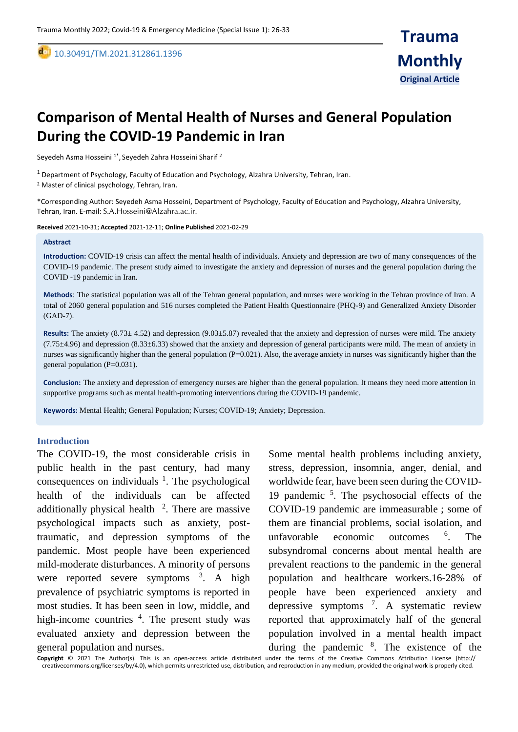10.30491/TM.2021.312861.1396

**Original Article**

# Comparison of Mental Health of Nurses and General Population During the COVID-19 Pandemic in Iran

Seyedeh Asma Hosseini [1*], Seyedeh Zahra Hosseini Sharif [2]

[1] Department of Psychology, Faculty of Education and Psychology, Alzahra University, Tehran, Iran.
[2] Master of clinical psychology, Tehran, Iran.

*Corresponding Author: Seyedeh Asma Hosseini, Department of Psychology, Faculty of Education and Psychology, Alzahra University, Tehran, Iran. E-mail: S.A.Hosseini@Alzahra.ac.ir.

**Received** 2021-10-31; **Accepted** 2021-12-11; **Online Published** 2021-02-29

## Abstract

**Introduction:** COVID-19 crisis can affect the mental health of individuals. Anxiety and depression are two of many consequences of the COVID-19 pandemic. The present study aimed to investigate the anxiety and depression of nurses and the general population during the COVID -19 pandemic in Iran.

**Methods**: The statistical population was all of the Tehran general population, and nurses were working in the Tehran province of Iran. A total of 2060 general population and 516 nurses completed the Patient Health Questionnaire (PHQ-9) and Generalized Anxiety Disorder (GAD-7).

**Results:** The anxiety (8.73± 4.52) and depression (9.03±5.87) revealed that the anxiety and depression of nurses were mild. The anxiety (7.75±4.96) and depression (8.33±6.33) showed that the anxiety and depression of general participants were mild. The mean of anxiety in nurses was significantly higher than the general population (P=0.021). Also, the average anxiety in nurses was significantly higher than the general population (P=0.031).

**Conclusion:** The anxiety and depression of emergency nurses are higher than the general population. It means they need more attention in supportive programs such as mental health-promoting interventions during the COVID-19 pandemic.

**Keywords:** Mental Health; General Population; Nurses; COVID-19; Anxiety; Depression.

## Introduction

The COVID-19, the most considerable crisis in public health in the past century, had many consequences on individuals [1]. The psychological health of the individuals can be affected additionally physical health [2]. There are massive psychological impacts such as anxiety, post-traumatic, and depression symptoms of the pandemic. Most people have been experienced mild-moderate disturbances. A minority of persons were reported severe symptoms [3]. A high prevalence of psychiatric symptoms is reported in most studies. It has been seen in low, middle, and high-income countries [4]. The present study was evaluated anxiety and depression between the general population and nurses.

Some mental health problems including anxiety, stress, depression, insomnia, anger, denial, and worldwide fear, have been seen during the COVID-19 pandemic [5]. The psychosocial effects of the COVID-19 pandemic are immeasurable ; some of them are financial problems, social isolation, and unfavorable economic outcomes [6]. The subsyndromal concerns about mental health are prevalent reactions to the pandemic in the general population and healthcare workers.16-28% of people have been experienced anxiety and depressive symptoms [7]. A systematic review reported that approximately half of the general population involved in a mental health impact during the pandemic [8]. The existence of the

**Copyright** © 2021 The Author(s). This is an open-access article distributed under the terms of the Creative Commons Attribution License (http://creativecommons.org/licenses/by/4.0), which permits unrestricted use, distribution, and reproduction in any medium, provided the original work is properly cited.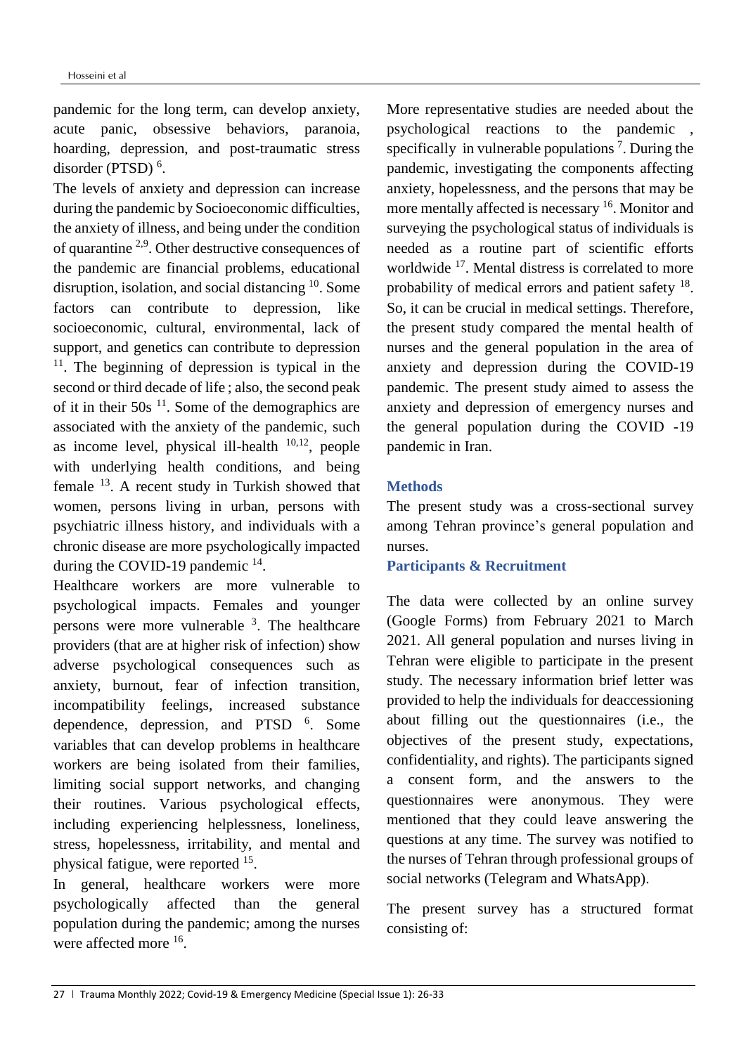pandemic for the long term, can develop anxiety, acute panic, obsessive behaviors, paranoia, hoarding, depression, and post-traumatic stress disorder (PTSD) [6].

The levels of anxiety and depression can increase during the pandemic by Socioeconomic difficulties, the anxiety of illness, and being under the condition of quarantine [2,9]. Other destructive consequences of the pandemic are financial problems, educational disruption, isolation, and social distancing [10]. Some factors can contribute to depression, like socioeconomic, cultural, environmental, lack of support, and genetics can contribute to depression [11]. The beginning of depression is typical in the second or third decade of life ; also, the second peak of it in their 50s [11]. Some of the demographics are associated with the anxiety of the pandemic, such as income level, physical ill-health [10,12], people with underlying health conditions, and being female [13]. A recent study in Turkish showed that women, persons living in urban, persons with psychiatric illness history, and individuals with a chronic disease are more psychologically impacted during the COVID-19 pandemic [14].

Healthcare workers are more vulnerable to psychological impacts. Females and younger persons were more vulnerable [3]. The healthcare providers (that are at higher risk of infection) show adverse psychological consequences such as anxiety, burnout, fear of infection transition, incompatibility feelings, increased substance dependence, depression, and PTSD [6]. Some variables that can develop problems in healthcare workers are being isolated from their families, limiting social support networks, and changing their routines. Various psychological effects, including experiencing helplessness, loneliness, stress, hopelessness, irritability, and mental and physical fatigue, were reported [15].

In general, healthcare workers were more psychologically affected than the general population during the pandemic; among the nurses were affected more [16].

More representative studies are needed about the psychological reactions to the pandemic , specifically in vulnerable populations [7]. During the pandemic, investigating the components affecting anxiety, hopelessness, and the persons that may be more mentally affected is necessary [16]. Monitor and surveying the psychological status of individuals is needed as a routine part of scientific efforts worldwide [17]. Mental distress is correlated to more probability of medical errors and patient safety [18]. So, it can be crucial in medical settings. Therefore, the present study compared the mental health of nurses and the general population in the area of anxiety and depression during the COVID-19 pandemic. The present study aimed to assess the anxiety and depression of emergency nurses and the general population during the COVID -19 pandemic in Iran.

## Methods

The present study was a cross-sectional survey among Tehran province's general population and nurses.

### Participants & Recruitment

The data were collected by an online survey (Google Forms) from February 2021 to March 2021. All general population and nurses living in Tehran were eligible to participate in the present study. The necessary information brief letter was provided to help the individuals for deaccessioning about filling out the questionnaires (i.e., the objectives of the present study, expectations, confidentiality, and rights). The participants signed a consent form, and the answers to the questionnaires were anonymous. They were mentioned that they could leave answering the questions at any time. The survey was notified to the nurses of Tehran through professional groups of social networks (Telegram and WhatsApp).

The present survey has a structured format consisting of: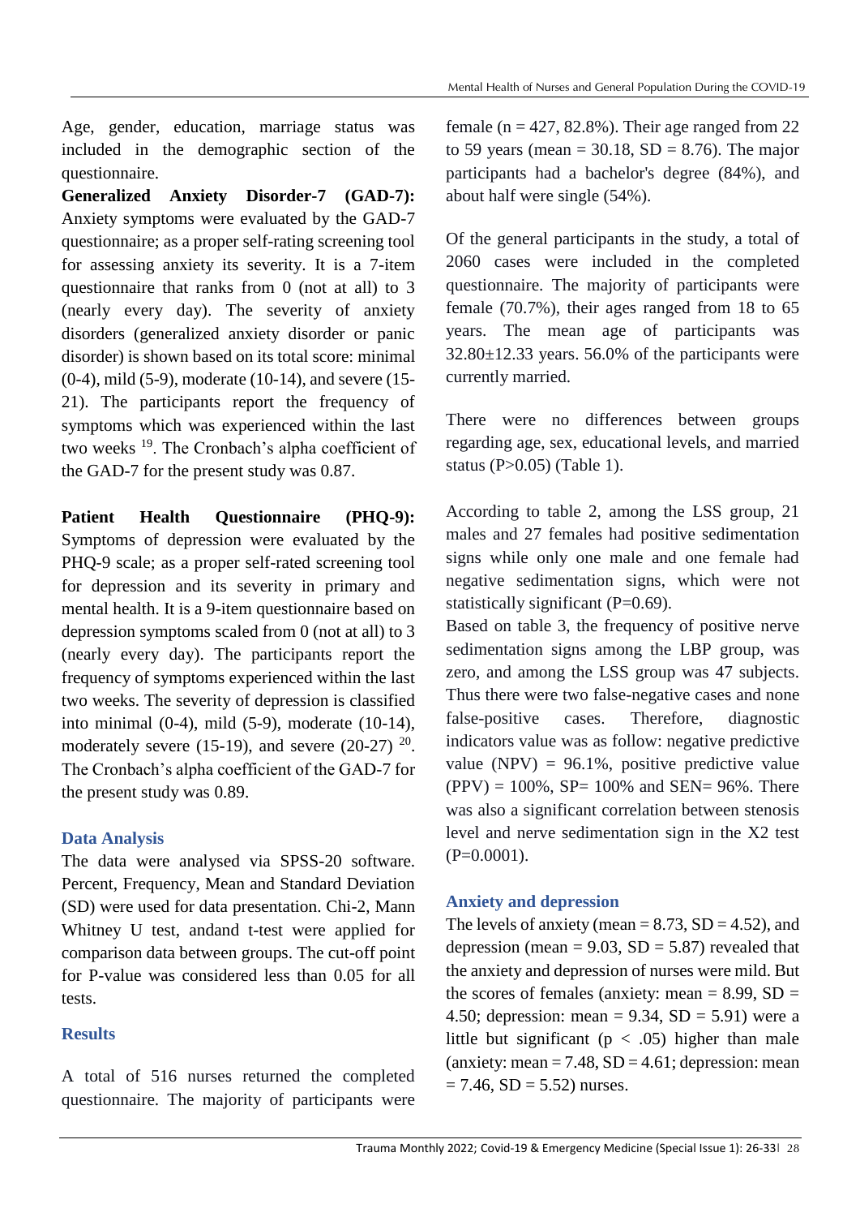Age, gender, education, marriage status was included in the demographic section of the questionnaire.

**Generalized Anxiety Disorder-7 (GAD-7):** Anxiety symptoms were evaluated by the GAD-7 questionnaire; as a proper self-rating screening tool for assessing anxiety its severity. It is a 7-item questionnaire that ranks from 0 (not at all) to 3 (nearly every day). The severity of anxiety disorders (generalized anxiety disorder or panic disorder) is shown based on its total score: minimal (0-4), mild (5-9), moderate (10-14), and severe (15-21). The participants report the frequency of symptoms which was experienced within the last two weeks [19]. The Cronbach's alpha coefficient of the GAD-7 for the present study was 0.87.

**Patient Health Questionnaire (PHQ-9):** Symptoms of depression were evaluated by the PHQ-9 scale; as a proper self-rated screening tool for depression and its severity in primary and mental health. It is a 9-item questionnaire based on depression symptoms scaled from 0 (not at all) to 3 (nearly every day). The participants report the frequency of symptoms experienced within the last two weeks. The severity of depression is classified into minimal (0-4), mild (5-9), moderate (10-14), moderately severe (15-19), and severe (20-27) [20]. The Cronbach's alpha coefficient of the GAD-7 for the present study was 0.89.

### Data Analysis

The data were analysed via SPSS-20 software. Percent, Frequency, Mean and Standard Deviation (SD) were used for data presentation. Chi-2, Mann Whitney U test, andand t-test were applied for comparison data between groups. The cut-off point for P-value was considered less than 0.05 for all tests.

### Results

A total of 516 nurses returned the completed questionnaire. The majority of participants were female (n = 427, 82.8%). Their age ranged from 22 to 59 years (mean = 30.18, SD = 8.76). The major participants had a bachelor's degree (84%), and about half were single (54%).

Of the general participants in the study, a total of 2060 cases were included in the completed questionnaire. The majority of participants were female (70.7%), their ages ranged from 18 to 65 years. The mean age of participants was 32.80±12.33 years. 56.0% of the participants were currently married.

There were no differences between groups regarding age, sex, educational levels, and married status (P>0.05) (Table 1).

According to table 2, among the LSS group, 21 males and 27 females had positive sedimentation signs while only one male and one female had negative sedimentation signs, which were not statistically significant (P=0.69).

Based on table 3, the frequency of positive nerve sedimentation signs among the LBP group, was zero, and among the LSS group was 47 subjects. Thus there were two false-negative cases and none false-positive cases. Therefore, diagnostic indicators value was as follow: negative predictive value (NPV) = 96.1%, positive predictive value (PPV) = 100%, SP= 100% and SEN= 96%. There was also a significant correlation between stenosis level and nerve sedimentation sign in the X2 test (P=0.0001).

### Anxiety and depression

The levels of anxiety (mean = 8.73, SD = 4.52), and depression (mean = 9.03, SD = 5.87) revealed that the anxiety and depression of nurses were mild. But the scores of females (anxiety: mean = 8.99, SD = 4.50; depression: mean = 9.34, SD = 5.91) were a little but significant ($p < .05$) higher than male (anxiety: mean = 7.48, SD = 4.61; depression: mean = 7.46, SD = 5.52) nurses.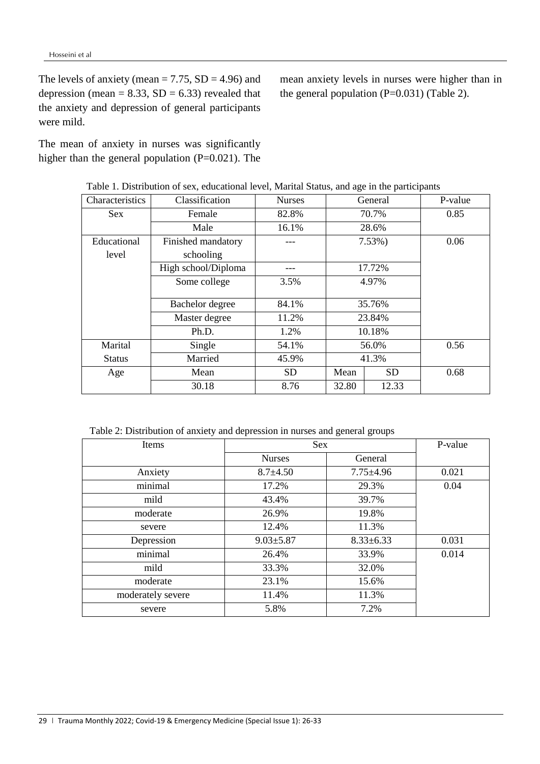The levels of anxiety (mean = 7.75, SD = 4.96) and depression (mean = 8.33, SD = 6.33) revealed that the anxiety and depression of general participants were mild.

The mean of anxiety in nurses was significantly higher than the general population (P=0.021). The mean anxiety levels in nurses were higher than in the general population (P=0.031) (Table 2).

Table 1. Distribution of sex, educational level, Marital Status, and age in the participants

| Characteristics | Classification | Nurses | General | | P-value |
|---|---|---|---|---|---|
| Sex | Female | 82.8% | 70.7% | | 0.85 |
| | Male | 16.1% | 28.6% | | |
| Educational level | Finished mandatory schooling | --- | 7.53%) | | 0.06 |
| | High school/Diploma | --- | 17.72% | | |
| | Some college | 3.5% | 4.97% | | |
| | Bachelor degree | 84.1% | 35.76% | | |
| | Master degree | 11.2% | 23.84% | | |
| | Ph.D. | 1.2% | 10.18% | | |
| Marital Status | Single | 54.1% | 56.0% | | 0.56 |
| | Married | 45.9% | 41.3% | | |
| Age | Mean | SD | Mean | SD | 0.68 |
| | 30.18 | 8.76 | 32.80 | 12.33 | |

Table 2: Distribution of anxiety and depression in nurses and general groups

| Items | Sex | | P-value |
|---|---|---|---|
| | Nurses | General | |
| Anxiety | 8.7±4.50 | 7.75±4.96 | 0.021 |
| minimal | 17.2% | 29.3% | 0.04 |
| mild | 43.4% | 39.7% | |
| moderate | 26.9% | 19.8% | |
| severe | 12.4% | 11.3% | |
| Depression | 9.03±5.87 | 8.33±6.33 | 0.031 |
| minimal | 26.4% | 33.9% | 0.014 |
| mild | 33.3% | 32.0% | |
| moderate | 23.1% | 15.6% | |
| moderately severe | 11.4% | 11.3% | |
| severe | 5.8% | 7.2% | |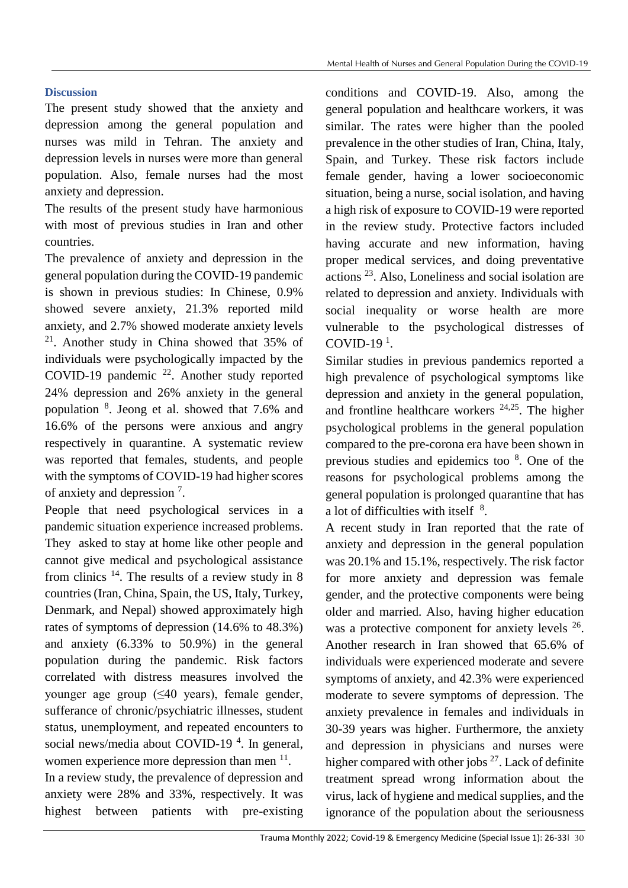## Discussion

The present study showed that the anxiety and depression among the general population and nurses was mild in Tehran. The anxiety and depression levels in nurses were more than general population. Also, female nurses had the most anxiety and depression.

The results of the present study have harmonious with most of previous studies in Iran and other countries.

The prevalence of anxiety and depression in the general population during the COVID-19 pandemic is shown in previous studies: In Chinese, 0.9% showed severe anxiety, 21.3% reported mild anxiety, and 2.7% showed moderate anxiety levels [21]. Another study in China showed that 35% of individuals were psychologically impacted by the COVID-19 pandemic [22]. Another study reported 24% depression and 26% anxiety in the general population [8]. Jeong et al. showed that 7.6% and 16.6% of the persons were anxious and angry respectively in quarantine. A systematic review was reported that females, students, and people with the symptoms of COVID-19 had higher scores of anxiety and depression [7].

People that need psychological services in a pandemic situation experience increased problems. They asked to stay at home like other people and cannot give medical and psychological assistance from clinics [14]. The results of a review study in 8 countries (Iran, China, Spain, the US, Italy, Turkey, Denmark, and Nepal) showed approximately high rates of symptoms of depression (14.6% to 48.3%) and anxiety (6.33% to 50.9%) in the general population during the pandemic. Risk factors correlated with distress measures involved the younger age group (≤40 years), female gender, sufferance of chronic/psychiatric illnesses, student status, unemployment, and repeated encounters to social news/media about COVID-19 [4]. In general, women experience more depression than men [11].

In a review study, the prevalence of depression and anxiety were 28% and 33%, respectively. It was highest between patients with pre-existing conditions and COVID-19. Also, among the general population and healthcare workers, it was similar. The rates were higher than the pooled prevalence in the other studies of Iran, China, Italy, Spain, and Turkey. These risk factors include female gender, having a lower socioeconomic situation, being a nurse, social isolation, and having a high risk of exposure to COVID-19 were reported in the review study. Protective factors included having accurate and new information, having proper medical services, and doing preventative actions [23]. Also, Loneliness and social isolation are related to depression and anxiety. Individuals with social inequality or worse health are more vulnerable to the psychological distresses of COVID-19 [1].

Similar studies in previous pandemics reported a high prevalence of psychological symptoms like depression and anxiety in the general population, and frontline healthcare workers [24,25]. The higher psychological problems in the general population compared to the pre-corona era have been shown in previous studies and epidemics too [8]. One of the reasons for psychological problems among the general population is prolonged quarantine that has a lot of difficulties with itself [8].

A recent study in Iran reported that the rate of anxiety and depression in the general population was 20.1% and 15.1%, respectively. The risk factor for more anxiety and depression was female gender, and the protective components were being older and married. Also, having higher education was a protective component for anxiety levels [26]. Another research in Iran showed that 65.6% of individuals were experienced moderate and severe symptoms of anxiety, and 42.3% were experienced moderate to severe symptoms of depression. The anxiety prevalence in females and individuals in 30-39 years was higher. Furthermore, the anxiety and depression in physicians and nurses were higher compared with other jobs [27]. Lack of definite treatment spread wrong information about the virus, lack of hygiene and medical supplies, and the ignorance of the population about the seriousness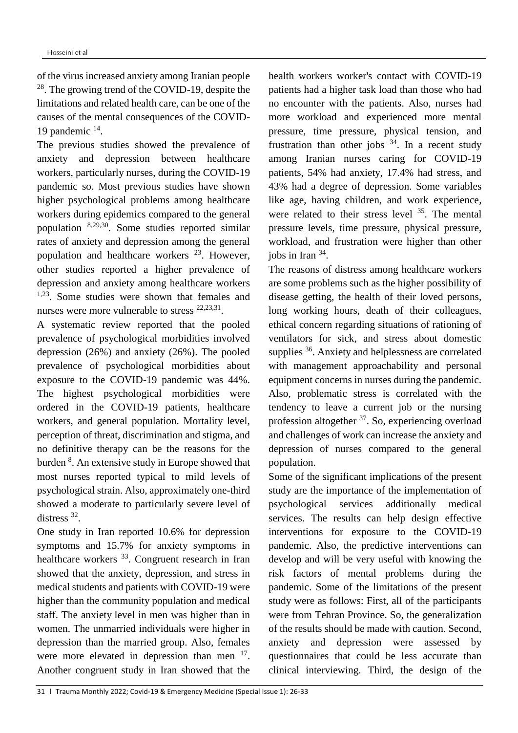of the virus increased anxiety among Iranian people [28]. The growing trend of the COVID-19, despite the limitations and related health care, can be one of the causes of the mental consequences of the COVID-19 pandemic [14].

The previous studies showed the prevalence of anxiety and depression between healthcare workers, particularly nurses, during the COVID-19 pandemic so. Most previous studies have shown higher psychological problems among healthcare workers during epidemics compared to the general population [8,29,30]. Some studies reported similar rates of anxiety and depression among the general population and healthcare workers [23]. However, other studies reported a higher prevalence of depression and anxiety among healthcare workers [1,23]. Some studies were shown that females and nurses were more vulnerable to stress [22,23,31].

A systematic review reported that the pooled prevalence of psychological morbidities involved depression (26%) and anxiety (26%). The pooled prevalence of psychological morbidities about exposure to the COVID-19 pandemic was 44%. The highest psychological morbidities were ordered in the COVID-19 patients, healthcare workers, and general population. Mortality level, perception of threat, discrimination and stigma, and no definitive therapy can be the reasons for the burden [8]. An extensive study in Europe showed that most nurses reported typical to mild levels of psychological strain. Also, approximately one-third showed a moderate to particularly severe level of distress [32].

One study in Iran reported 10.6% for depression symptoms and 15.7% for anxiety symptoms in healthcare workers [33]. Congruent research in Iran showed that the anxiety, depression, and stress in medical students and patients with COVID-19 were higher than the community population and medical staff. The anxiety level in men was higher than in women. The unmarried individuals were higher in depression than the married group. Also, females were more elevated in depression than men [17]. Another congruent study in Iran showed that the health workers worker's contact with COVID-19 patients had a higher task load than those who had no encounter with the patients. Also, nurses had more workload and experienced more mental pressure, time pressure, physical tension, and frustration than other jobs [34]. In a recent study among Iranian nurses caring for COVID-19 patients, 54% had anxiety, 17.4% had stress, and 43% had a degree of depression. Some variables like age, having children, and work experience, were related to their stress level [35]. The mental pressure levels, time pressure, physical pressure, workload, and frustration were higher than other jobs in Iran [34].

The reasons of distress among healthcare workers are some problems such as the higher possibility of disease getting, the health of their loved persons, long working hours, death of their colleagues, ethical concern regarding situations of rationing of ventilators for sick, and stress about domestic supplies [36]. Anxiety and helplessness are correlated with management approachability and personal equipment concerns in nurses during the pandemic. Also, problematic stress is correlated with the tendency to leave a current job or the nursing profession altogether [37]. So, experiencing overload and challenges of work can increase the anxiety and depression of nurses compared to the general population.

Some of the significant implications of the present study are the importance of the implementation of psychological services additionally medical services. The results can help design effective interventions for exposure to the COVID-19 pandemic. Also, the predictive interventions can develop and will be very useful with knowing the risk factors of mental problems during the pandemic. Some of the limitations of the present study were as follows: First, all of the participants were from Tehran Province. So, the generalization of the results should be made with caution. Second, anxiety and depression were assessed by questionnaires that could be less accurate than clinical interviewing. Third, the design of the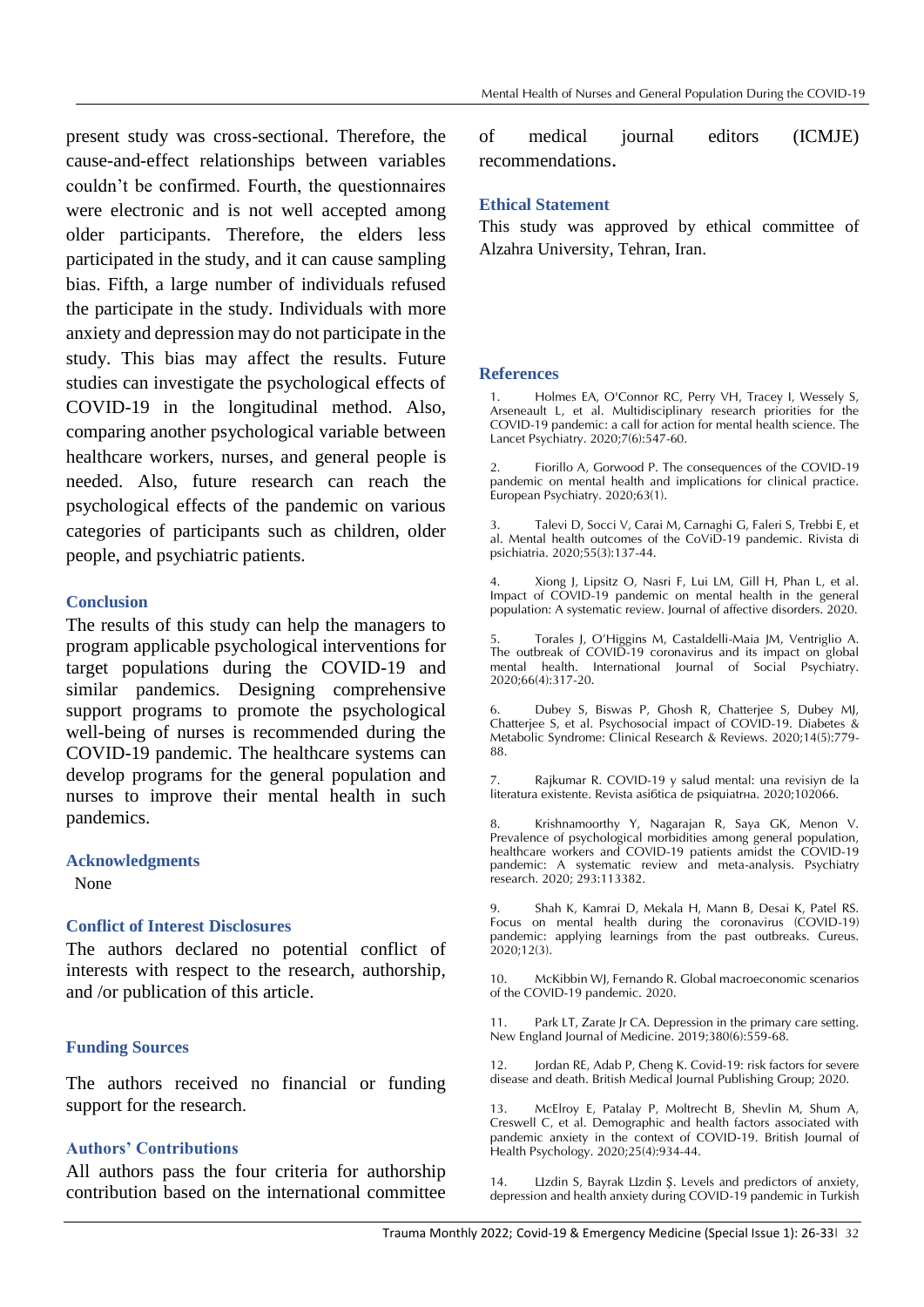present study was cross-sectional. Therefore, the cause-and-effect relationships between variables couldn't be confirmed. Fourth, the questionnaires were electronic and is not well accepted among older participants. Therefore, the elders less participated in the study, and it can cause sampling bias. Fifth, a large number of individuals refused the participate in the study. Individuals with more anxiety and depression may do not participate in the study. This bias may affect the results. Future studies can investigate the psychological effects of COVID-19 in the longitudinal method. Also, comparing another psychological variable between healthcare workers, nurses, and general people is needed. Also, future research can reach the psychological effects of the pandemic on various categories of participants such as children, older people, and psychiatric patients.

## Conclusion

The results of this study can help the managers to program applicable psychological interventions for target populations during the COVID-19 and similar pandemics. Designing comprehensive support programs to promote the psychological well-being of nurses is recommended during the COVID-19 pandemic. The healthcare systems can develop programs for the general population and nurses to improve their mental health in such pandemics.

## Acknowledgments

None

## Conflict of Interest Disclosures

The authors declared no potential conflict of interests with respect to the research, authorship, and /or publication of this article.

## Funding Sources

The authors received no financial or funding support for the research.

## Authors' Contributions

All authors pass the four criteria for authorship contribution based on the international committee of medical journal editors (ICMJE) recommendations.

## Ethical Statement

This study was approved by ethical committee of Alzahra University, Tehran, Iran.

## References

1. Holmes EA, O'Connor RC, Perry VH, Tracey I, Wessely S, Arseneault L, et al. Multidisciplinary research priorities for the COVID-19 pandemic: a call for action for mental health science. The Lancet Psychiatry. 2020;7(6):547-60.

2. Fiorillo A, Gorwood P. The consequences of the COVID-19 pandemic on mental health and implications for clinical practice. European Psychiatry. 2020;63(1).

3. Talevi D, Socci V, Carai M, Carnaghi G, Faleri S, Trebbi E, et al. Mental health outcomes of the CoViD-19 pandemic. Rivista di psichiatria. 2020;55(3):137-44.

4. Xiong J, Lipsitz O, Nasri F, Lui LM, Gill H, Phan L, et al. Impact of COVID-19 pandemic on mental health in the general population: A systematic review. Journal of affective disorders. 2020.

5. Torales J, O'Higgins M, Castaldelli-Maia JM, Ventriglio A. The outbreak of COVID-19 coronavirus and its impact on global mental health. International Journal of Social Psychiatry. 2020;66(4):317-20.

6. Dubey S, Biswas P, Ghosh R, Chatterjee S, Dubey MJ, Chatterjee S, et al. Psychosocial impact of COVID-19. Diabetes & Metabolic Syndrome: Clinical Research & Reviews. 2020;14(5):779-88.

7. Rajkumar R. COVID-19 y salud mental: una revisiyn de la literatura existente. Revista asi6tica de psiquiatrнa. 2020;102066.

8. Krishnamoorthy Y, Nagarajan R, Saya GK, Menon V. Prevalence of psychological morbidities among general population, healthcare workers and COVID-19 patients amidst the COVID-19 pandemic: A systematic review and meta-analysis. Psychiatry research. 2020; 293:113382.

9. Shah K, Kamrai D, Mekala H, Mann B, Desai K, Patel RS. Focus on mental health during the coronavirus (COVID-19) pandemic: applying learnings from the past outbreaks. Cureus. 2020;12(3).

10. McKibbin WJ, Fernando R. Global macroeconomic scenarios of the COVID-19 pandemic. 2020.

11. Park LT, Zarate Jr CA. Depression in the primary care setting. New England Journal of Medicine. 2019;380(6):559-68.

12. Jordan RE, Adab P, Cheng K. Covid-19: risk factors for severe disease and death. British Medical Journal Publishing Group; 2020.

13. McElroy E, Patalay P, Moltrecht B, Shevlin M, Shum A, Creswell C, et al. Demographic and health factors associated with pandemic anxiety in the context of COVID-19. British Journal of Health Psychology. 2020;25(4):934-44.

14. LIzdin S, Bayrak LIzdin Ş. Levels and predictors of anxiety, depression and health anxiety during COVID-19 pandemic in Turkish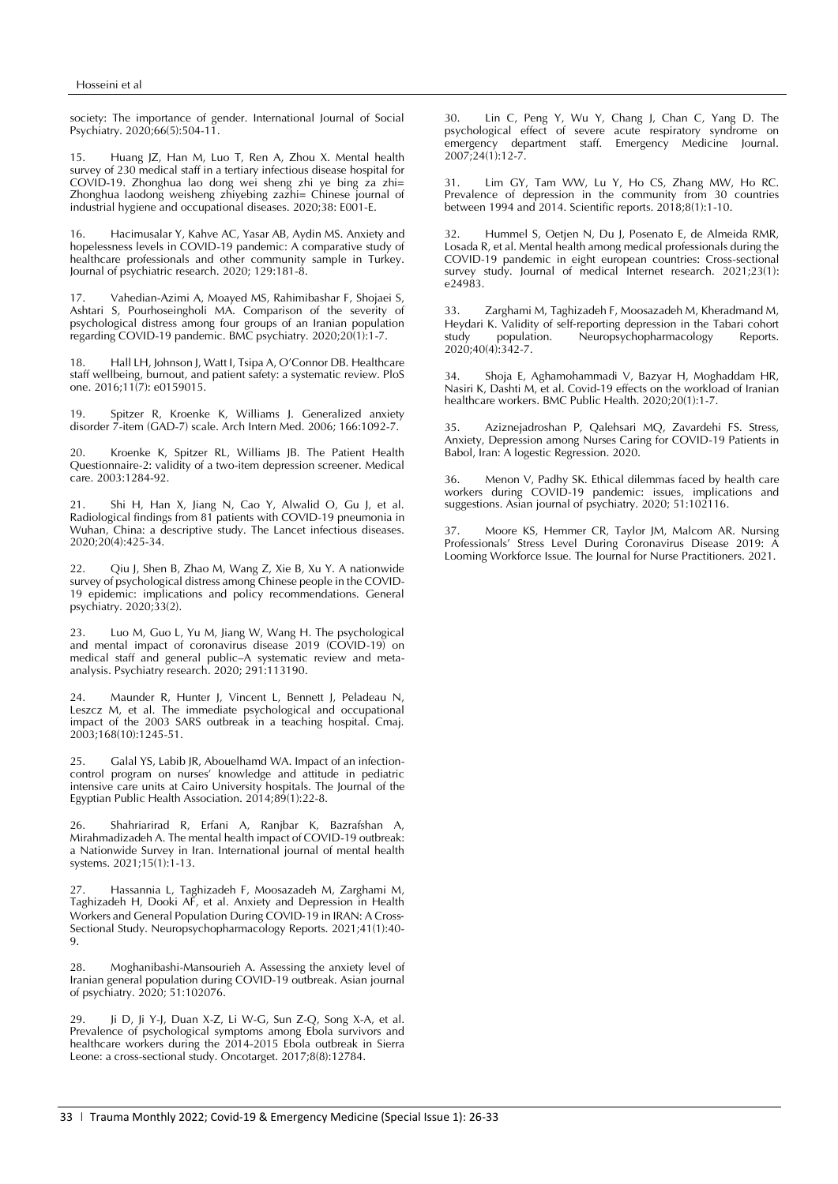society: The importance of gender. International Journal of Social Psychiatry. 2020;66(5):504-11.

15. Huang JZ, Han M, Luo T, Ren A, Zhou X. Mental health survey of 230 medical staff in a tertiary infectious disease hospital for COVID-19. Zhonghua lao dong wei sheng zhi ye bing za zhi= Zhonghua laodong weisheng zhiyebing zazhi= Chinese journal of industrial hygiene and occupational diseases. 2020;38: E001-E.

16. Hacimusalar Y, Kahve AC, Yasar AB, Aydin MS. Anxiety and hopelessness levels in COVID-19 pandemic: A comparative study of healthcare professionals and other community sample in Turkey. Journal of psychiatric research. 2020; 129:181-8.

17. Vahedian-Azimi A, Moayed MS, Rahimibashar F, Shojaei S, Ashtari S, Pourhoseingholi MA. Comparison of the severity of psychological distress among four groups of an Iranian population regarding COVID-19 pandemic. BMC psychiatry. 2020;20(1):1-7.

18. Hall LH, Johnson J, Watt I, Tsipa A, O'Connor DB. Healthcare staff wellbeing, burnout, and patient safety: a systematic review. PloS one. 2016;11(7): e0159015.

19. Spitzer R, Kroenke K, Williams J. Generalized anxiety disorder 7-item (GAD-7) scale. Arch Intern Med. 2006; 166:1092-7.

20. Kroenke K, Spitzer RL, Williams JB. The Patient Health Questionnaire-2: validity of a two-item depression screener. Medical care. 2003:1284-92.

21. Shi H, Han X, Jiang N, Cao Y, Alwalid O, Gu J, et al. Radiological findings from 81 patients with COVID-19 pneumonia in Wuhan, China: a descriptive study. The Lancet infectious diseases. 2020;20(4):425-34.

22. Qiu J, Shen B, Zhao M, Wang Z, Xie B, Xu Y. A nationwide survey of psychological distress among Chinese people in the COVID-19 epidemic: implications and policy recommendations. General psychiatry. 2020;33(2).

23. Luo M, Guo L, Yu M, Jiang W, Wang H. The psychological and mental impact of coronavirus disease 2019 (COVID-19) on medical staff and general public–A systematic review and meta-analysis. Psychiatry research. 2020; 291:113190.

24. Maunder R, Hunter J, Vincent L, Bennett J, Peladeau N, Leszcz M, et al. The immediate psychological and occupational impact of the 2003 SARS outbreak in a teaching hospital. Cmaj. 2003;168(10):1245-51.

25. Galal YS, Labib JR, Abouelhamd WA. Impact of an infection-control program on nurses' knowledge and attitude in pediatric intensive care units at Cairo University hospitals. The Journal of the Egyptian Public Health Association. 2014;89(1):22-8.

26. Shahriarirad R, Erfani A, Ranjbar K, Bazrafshan A, Mirahmadizadeh A. The mental health impact of COVID-19 outbreak: a Nationwide Survey in Iran. International journal of mental health systems. 2021;15(1):1-13.

27. Hassannia L, Taghizadeh F, Moosazadeh M, Zarghami M, Taghizadeh H, Dooki AF, et al. Anxiety and Depression in Health Workers and General Population During COVID-19 in IRAN: A Cross-Sectional Study. Neuropsychopharmacology Reports. 2021;41(1):40-9.

28. Moghanibashi-Mansourieh A. Assessing the anxiety level of Iranian general population during COVID-19 outbreak. Asian journal of psychiatry. 2020; 51:102076.

29. Ji D, Ji Y-J, Duan X-Z, Li W-G, Sun Z-Q, Song X-A, et al. Prevalence of psychological symptoms among Ebola survivors and healthcare workers during the 2014-2015 Ebola outbreak in Sierra Leone: a cross-sectional study. Oncotarget. 2017;8(8):12784.

30. Lin C, Peng Y, Wu Y, Chang J, Chan C, Yang D. The psychological effect of severe acute respiratory syndrome on emergency department staff. Emergency Medicine Journal. 2007;24(1):12-7.

31. Lim GY, Tam WW, Lu Y, Ho CS, Zhang MW, Ho RC. Prevalence of depression in the community from 30 countries between 1994 and 2014. Scientific reports. 2018;8(1):1-10.

32. Hummel S, Oetjen N, Du J, Posenato E, de Almeida RMR, Losada R, et al. Mental health among medical professionals during the COVID-19 pandemic in eight european countries: Cross-sectional survey study. Journal of medical Internet research. 2021;23(1): e24983.

33. Zarghami M, Taghizadeh F, Moosazadeh M, Kheradmand M, Heydari K. Validity of self-reporting depression in the Tabari cohort study population. Neuropsychopharmacology Reports. 2020;40(4):342-7.

34. Shoja E, Aghamohammadi V, Bazyar H, Moghaddam HR, Nasiri K, Dashti M, et al. Covid-19 effects on the workload of Iranian healthcare workers. BMC Public Health. 2020;20(1):1-7.

35. Aziznejadroshan P, Qalehsari MQ, Zavardehi FS. Stress, Anxiety, Depression among Nurses Caring for COVID-19 Patients in Babol, Iran: A logestic Regression. 2020.

36. Menon V, Padhy SK. Ethical dilemmas faced by health care workers during COVID-19 pandemic: issues, implications and suggestions. Asian journal of psychiatry. 2020; 51:102116.

37. Moore KS, Hemmer CR, Taylor JM, Malcom AR. Nursing Professionals' Stress Level During Coronavirus Disease 2019: A Looming Workforce Issue. The Journal for Nurse Practitioners. 2021.